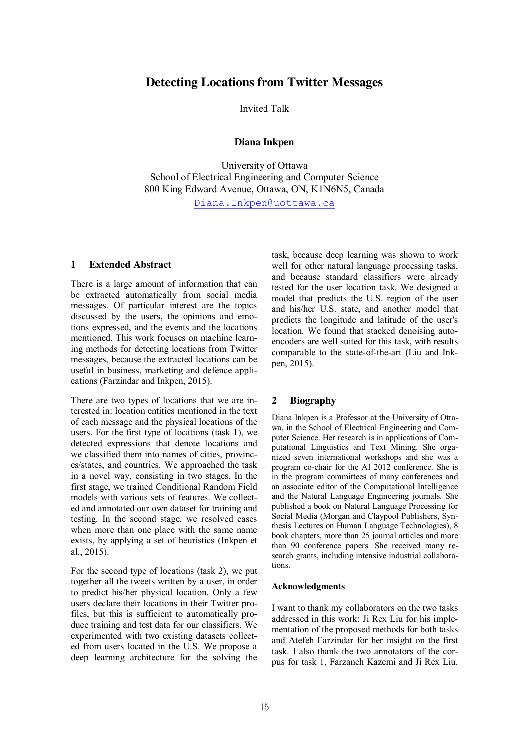# Detecting Locations from Twitter Messages

Invited Talk

**Diana Inkpen**

University of Ottawa
School of Electrical Engineering and Computer Science
800 King Edward Avenue, Ottawa, ON, K1N6N5, Canada
Diana.Inkpen@uottawa.ca

## 1 Extended Abstract

There is a large amount of information that can be extracted automatically from social media messages. Of particular interest are the topics discussed by the users, the opinions and emotions expressed, and the events and the locations mentioned. This work focuses on machine learning methods for detecting locations from Twitter messages, because the extracted locations can be useful in business, marketing and defence applications (Farzindar and Inkpen, 2015).

There are two types of locations that we are interested in: location entities mentioned in the text of each message and the physical locations of the users. For the first type of locations (task 1), we detected expressions that denote locations and we classified them into names of cities, provinces/states, and countries. We approached the task in a novel way, consisting in two stages. In the first stage, we trained Conditional Random Field models with various sets of features. We collected and annotated our own dataset for training and testing. In the second stage, we resolved cases when more than one place with the same name exists, by applying a set of heuristics (Inkpen et al., 2015).

For the second type of locations (task 2), we put together all the tweets written by a user, in order to predict his/her physical location. Only a few users declare their locations in their Twitter profiles, but this is sufficient to automatically produce training and test data for our classifiers. We experimented with two existing datasets collected from users located in the U.S. We propose a deep learning architecture for the solving the task, because deep learning was shown to work well for other natural language processing tasks, and because standard classifiers were already tested for the user location task. We designed a model that predicts the U.S. region of the user and his/her U.S. state, and another model that predicts the longitude and latitude of the user's location. We found that stacked denoising autoencoders are well suited for this task, with results comparable to the state-of-the-art (Liu and Inkpen, 2015).

## 2 Biography

Diana Inkpen is a Professor at the University of Ottawa, in the School of Electrical Engineering and Computer Science. Her research is in applications of Computational Linguistics and Text Mining. She organized seven international workshops and she was a program co-chair for the AI 2012 conference. She is in the program committees of many conferences and an associate editor of the Computational Intelligence and the Natural Language Engineering journals. She published a book on Natural Language Processing for Social Media (Morgan and Claypool Publishers, Synthesis Lectures on Human Language Technologies), 8 book chapters, more than 25 journal articles and more than 90 conference papers. She received many research grants, including intensive industrial collaborations.

### Acknowledgments

I want to thank my collaborators on the two tasks addressed in this work: Ji Rex Liu for his implementation of the proposed methods for both tasks and Atefeh Farzindar for her insight on the first task. I also thank the two annotators of the corpus for task 1, Farzaneh Kazemi and Ji Rex Liu.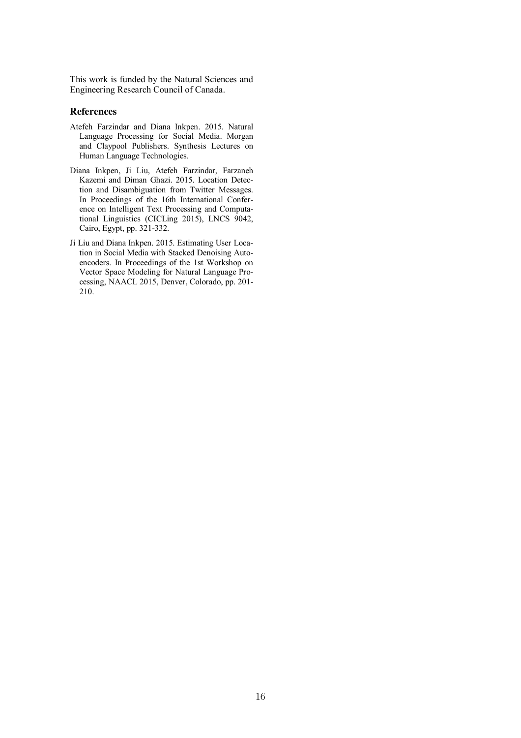This work is funded by the Natural Sciences and Engineering Research Council of Canada.

## References

Atefeh Farzindar and Diana Inkpen. 2015. Natural Language Processing for Social Media. Morgan and Claypool Publishers. Synthesis Lectures on Human Language Technologies.

Diana Inkpen, Ji Liu, Atefeh Farzindar, Farzaneh Kazemi and Diman Ghazi. 2015. Location Detection and Disambiguation from Twitter Messages. In Proceedings of the 16th International Conference on Intelligent Text Processing and Computational Linguistics (CICLing 2015), LNCS 9042, Cairo, Egypt, pp. 321-332.

Ji Liu and Diana Inkpen. 2015. Estimating User Location in Social Media with Stacked Denoising Autoencoders. In Proceedings of the 1st Workshop on Vector Space Modeling for Natural Language Processing, NAACL 2015, Denver, Colorado, pp. 201-210.